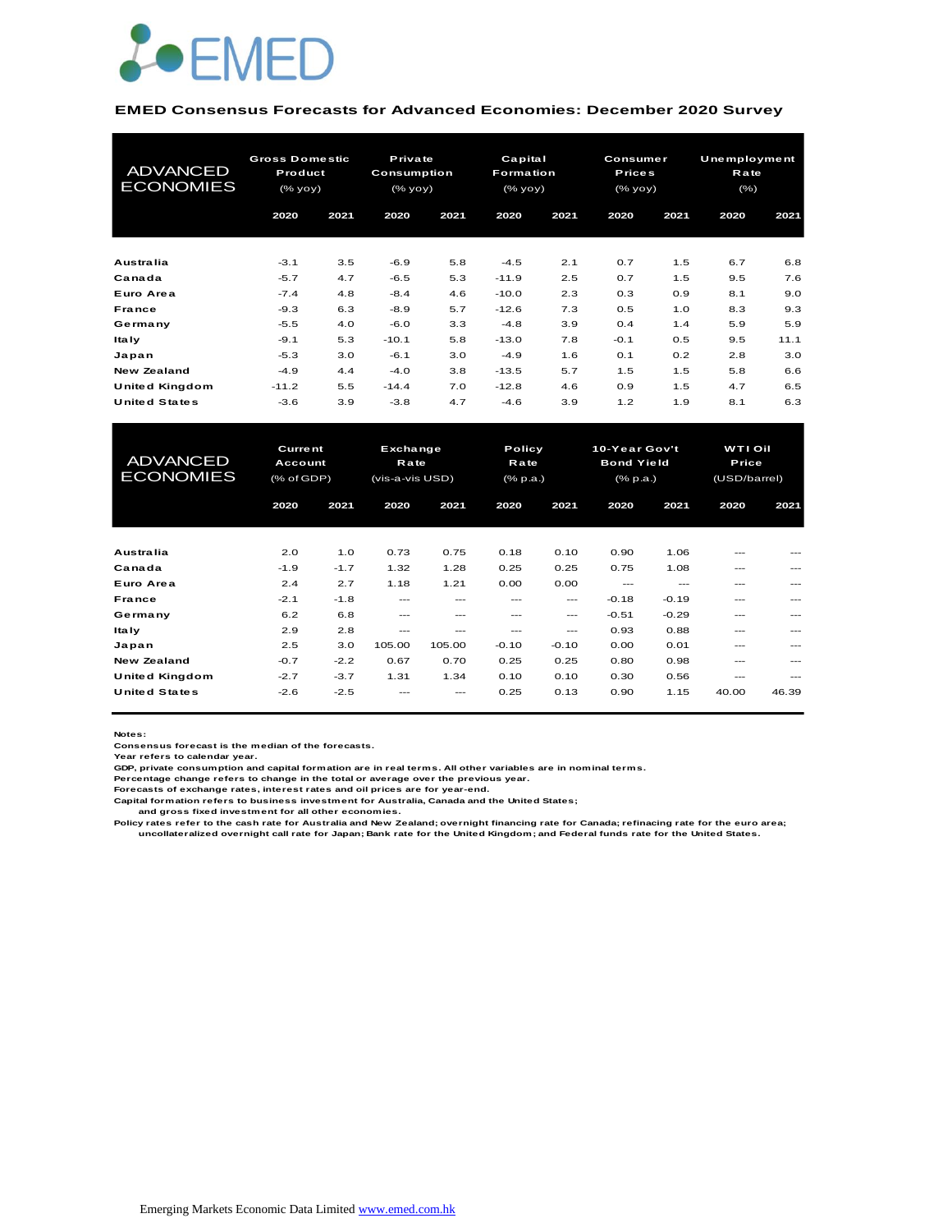EMED

**EMED Consensus Forecasts for Advanced Economies: December 2020 Survey**

| ADVANCED ECONOMIES | Gross Domestic Product (% yoy) | | Private Consumption (% yoy) | | Capital Formation (% yoy) | | Consumer Prices (% yoy) | | Unemployment Rate (%) | |
|---|---|---|---|---|---|---|---|---|---|---|
| | 2020 | 2021 | 2020 | 2021 | 2020 | 2021 | 2020 | 2021 | 2020 | 2021 |
| Australia | -3.1 | 3.5 | -6.9 | 5.8 | -4.5 | 2.1 | 0.7 | 1.5 | 6.7 | 6.8 |
| Canada | -5.7 | 4.7 | -6.5 | 5.3 | -11.9 | 2.5 | 0.7 | 1.5 | 9.5 | 7.6 |
| Euro Area | -7.4 | 4.8 | -8.4 | 4.6 | -10.0 | 2.3 | 0.3 | 0.9 | 8.1 | 9.0 |
| France | -9.3 | 6.3 | -8.9 | 5.7 | -12.6 | 7.3 | 0.5 | 1.0 | 8.3 | 9.3 |
| Germany | -5.5 | 4.0 | -6.0 | 3.3 | -4.8 | 3.9 | 0.4 | 1.4 | 5.9 | 5.9 |
| Italy | -9.1 | 5.3 | -10.1 | 5.8 | -13.0 | 7.8 | -0.1 | 0.5 | 9.5 | 11.1 |
| Japan | -5.3 | 3.0 | -6.1 | 3.0 | -4.9 | 1.6 | 0.1 | 0.2 | 2.8 | 3.0 |
| New Zealand | -4.9 | 4.4 | -4.0 | 3.8 | -13.5 | 5.7 | 1.5 | 1.5 | 5.8 | 6.6 |
| United Kingdom | -11.2 | 5.5 | -14.4 | 7.0 | -12.8 | 4.6 | 0.9 | 1.5 | 4.7 | 6.5 |
| United States | -3.6 | 3.9 | -3.8 | 4.7 | -4.6 | 3.9 | 1.2 | 1.9 | 8.1 | 6.3 |

| ADVANCED ECONOMIES | Current Account (% of GDP) | | Exchange Rate (vis-a-vis USD) | | Policy Rate (% p.a.) | | 10-Year Gov't Bond Yield (% p.a.) | | WTI Oil Price (USD/barrel) | |
|---|---|---|---|---|---|---|---|---|---|---|
| | 2020 | 2021 | 2020 | 2021 | 2020 | 2021 | 2020 | 2021 | 2020 | 2021 |
| Australia | 2.0 | 1.0 | 0.73 | 0.75 | 0.18 | 0.10 | 0.90 | 1.06 | --- | --- |
| Canada | -1.9 | -1.7 | 1.32 | 1.28 | 0.25 | 0.25 | 0.75 | 1.08 | --- | --- |
| Euro Area | 2.4 | 2.7 | 1.18 | 1.21 | 0.00 | 0.00 | --- | --- | --- | --- |
| France | -2.1 | -1.8 | --- | --- | --- | --- | -0.18 | -0.19 | --- | --- |
| Germany | 6.2 | 6.8 | --- | --- | --- | --- | -0.51 | -0.29 | --- | --- |
| Italy | 2.9 | 2.8 | --- | --- | --- | --- | 0.93 | 0.88 | --- | --- |
| Japan | 2.5 | 3.0 | 105.00 | 105.00 | -0.10 | -0.10 | 0.00 | 0.01 | --- | --- |
| New Zealand | -0.7 | -2.2 | 0.67 | 0.70 | 0.25 | 0.25 | 0.80 | 0.98 | --- | --- |
| United Kingdom | -2.7 | -3.7 | 1.31 | 1.34 | 0.10 | 0.10 | 0.30 | 0.56 | --- | --- |
| United States | -2.6 | -2.5 | --- | --- | 0.25 | 0.13 | 0.90 | 1.15 | 40.00 | 46.39 |

**Notes:**
Consensus forecast is the median of the forecasts.
Year refers to calendar year.
GDP, private consumption and capital formation are in real terms. All other variables are in nominal terms.
Percentage change refers to change in the total or average over the previous year.
Forecasts of exchange rates, interest rates and oil prices are for year-end.
Capital formation refers to business investment for Australia, Canada and the United States;
and gross fixed investment for all other economies.
Policy rates refer to the cash rate for Australia and New Zealand; overnight financing rate for Canada; refinacing rate for the euro area;
uncollateralized overnight call rate for Japan; Bank rate for the United Kingdom; and Federal funds rate for the United States.

Emerging Markets Economic Data Limited [www.emed.com.hk](http://www.emed.com.hk)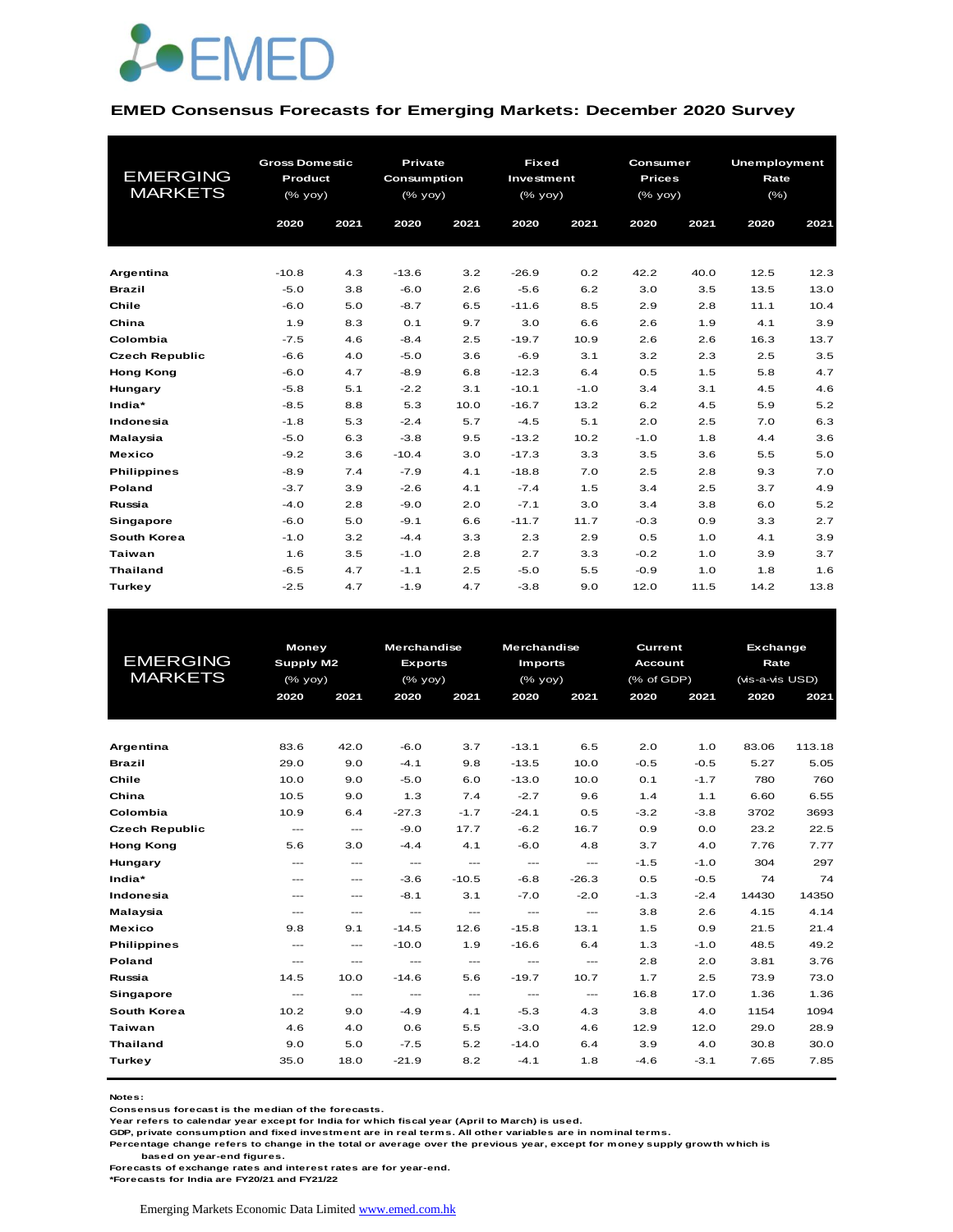EMED

## EMED Consensus Forecasts for Emerging Markets: December 2020 Survey

| EMERGING MARKETS | Gross Domestic Product (% yoy) | | Private Consumption (% yoy) | | Fixed Investment (% yoy) | | Consumer Prices (% yoy) | | Unemployment Rate (%) | |
|---|---|---|---|---|---|---|---|---|---|---|
| | 2020 | 2021 | 2020 | 2021 | 2020 | 2021 | 2020 | 2021 | 2020 | 2021 |
| **Argentina** | -10.8 | 4.3 | -13.6 | 3.2 | -26.9 | 0.2 | 42.2 | 40.0 | 12.5 | 12.3 |
| **Brazil** | -5.0 | 3.8 | -6.0 | 2.6 | -5.6 | 6.2 | 3.0 | 3.5 | 13.5 | 13.0 |
| **Chile** | -6.0 | 5.0 | -8.7 | 6.5 | -11.6 | 8.5 | 2.9 | 2.8 | 11.1 | 10.4 |
| **China** | 1.9 | 8.3 | 0.1 | 9.7 | 3.0 | 6.6 | 2.6 | 1.9 | 4.1 | 3.9 |
| **Colombia** | -7.5 | 4.6 | -8.4 | 2.5 | -19.7 | 10.9 | 2.6 | 2.6 | 16.3 | 13.7 |
| **Czech Republic** | -6.6 | 4.0 | -5.0 | 3.6 | -6.9 | 3.1 | 3.2 | 2.3 | 2.5 | 3.5 |
| **Hong Kong** | -6.0 | 4.7 | -8.9 | 6.8 | -12.3 | 6.4 | 0.5 | 1.5 | 5.8 | 4.7 |
| **Hungary** | -5.8 | 5.1 | -2.2 | 3.1 | -10.1 | -1.0 | 3.4 | 3.1 | 4.5 | 4.6 |
| **India*** | -8.5 | 8.8 | 5.3 | 10.0 | -16.7 | 13.2 | 6.2 | 4.5 | 5.9 | 5.2 |
| **Indonesia** | -1.8 | 5.3 | -2.4 | 5.7 | -4.5 | 5.1 | 2.0 | 2.5 | 7.0 | 6.3 |
| **Malaysia** | -5.0 | 6.3 | -3.8 | 9.5 | -13.2 | 10.2 | -1.0 | 1.8 | 4.4 | 3.6 |
| **Mexico** | -9.2 | 3.6 | -10.4 | 3.0 | -17.3 | 3.3 | 3.5 | 3.6 | 5.5 | 5.0 |
| **Philippines** | -8.9 | 7.4 | -7.9 | 4.1 | -18.8 | 7.0 | 2.5 | 2.8 | 9.3 | 7.0 |
| **Poland** | -3.7 | 3.9 | -2.6 | 4.1 | -7.4 | 1.5 | 3.4 | 2.5 | 3.7 | 4.9 |
| **Russia** | -4.0 | 2.8 | -9.0 | 2.0 | -7.1 | 3.0 | 3.4 | 3.8 | 6.0 | 5.2 |
| **Singapore** | -6.0 | 5.0 | -9.1 | 6.6 | -11.7 | 11.7 | -0.3 | 0.9 | 3.3 | 2.7 |
| **South Korea** | -1.0 | 3.2 | -4.4 | 3.3 | 2.3 | 2.9 | 0.5 | 1.0 | 4.1 | 3.9 |
| **Taiwan** | 1.6 | 3.5 | -1.0 | 2.8 | 2.7 | 3.3 | -0.2 | 1.0 | 3.9 | 3.7 |
| **Thailand** | -6.5 | 4.7 | -1.1 | 2.5 | -5.0 | 5.5 | -0.9 | 1.0 | 1.8 | 1.6 |
| **Turkey** | -2.5 | 4.7 | -1.9 | 4.7 | -3.8 | 9.0 | 12.0 | 11.5 | 14.2 | 13.8 |

| EMERGING MARKETS | Money Supply M2 (% yoy) | | Merchandise Exports (% yoy) | | Merchandise Imports (% yoy) | | Current Account (% of GDP) | | Exchange Rate (vis-a-vis USD) | |
|---|---|---|---|---|---|---|---|---|---|---|
| | 2020 | 2021 | 2020 | 2021 | 2020 | 2021 | 2020 | 2021 | 2020 | 2021 |
| **Argentina** | 83.6 | 42.0 | -6.0 | 3.7 | -13.1 | 6.5 | 2.0 | 1.0 | 83.06 | 113.18 |
| **Brazil** | 29.0 | 9.0 | -4.1 | 9.8 | -13.5 | 10.0 | -0.5 | -0.5 | 5.27 | 5.05 |
| **Chile** | 10.0 | 9.0 | -5.0 | 6.0 | -13.0 | 10.0 | 0.1 | -1.7 | 780 | 760 |
| **China** | 10.5 | 9.0 | 1.3 | 7.4 | -2.7 | 9.6 | 1.4 | 1.1 | 6.60 | 6.55 |
| **Colombia** | 10.9 | 6.4 | -27.3 | -1.7 | -24.1 | 0.5 | -3.2 | -3.8 | 3702 | 3693 |
| **Czech Republic** | --- | --- | -9.0 | 17.7 | -6.2 | 16.7 | 0.9 | 0.0 | 23.2 | 22.5 |
| **Hong Kong** | 5.6 | 3.0 | -4.4 | 4.1 | -6.0 | 4.8 | 3.7 | 4.0 | 7.76 | 7.77 |
| **Hungary** | --- | --- | --- | --- | --- | --- | -1.5 | -1.0 | 304 | 297 |
| **India*** | --- | --- | -3.6 | -10.5 | -6.8 | -26.3 | 0.5 | -0.5 | 74 | 74 |
| **Indonesia** | --- | --- | -8.1 | 3.1 | -7.0 | -2.0 | -1.3 | -2.4 | 14430 | 14350 |
| **Malaysia** | --- | --- | --- | --- | --- | --- | 3.8 | 2.6 | 4.15 | 4.14 |
| **Mexico** | 9.8 | 9.1 | -14.5 | 12.6 | -15.8 | 13.1 | 1.5 | 0.9 | 21.5 | 21.4 |
| **Philippines** | --- | --- | -10.0 | 1.9 | -16.6 | 6.4 | 1.3 | -1.0 | 48.5 | 49.2 |
| **Poland** | --- | --- | --- | --- | --- | --- | 2.8 | 2.0 | 3.81 | 3.76 |
| **Russia** | 14.5 | 10.0 | -14.6 | 5.6 | -19.7 | 10.7 | 1.7 | 2.5 | 73.9 | 73.0 |
| **Singapore** | --- | --- | --- | --- | --- | --- | 16.8 | 17.0 | 1.36 | 1.36 |
| **South Korea** | 10.2 | 9.0 | -4.9 | 4.1 | -5.3 | 4.3 | 3.8 | 4.0 | 1154 | 1094 |
| **Taiwan** | 4.6 | 4.0 | 0.6 | 5.5 | -3.0 | 4.6 | 12.9 | 12.0 | 29.0 | 28.9 |
| **Thailand** | 9.0 | 5.0 | -7.5 | 5.2 | -14.0 | 6.4 | 3.9 | 4.0 | 30.8 | 30.0 |
| **Turkey** | 35.0 | 18.0 | -21.9 | 8.2 | -4.1 | 1.8 | -4.6 | -3.1 | 7.65 | 7.85 |

**Notes:**
Consensus forecast is the median of the forecasts.
Year refers to calendar year except for India for which fiscal year (April to March) is used.
GDP, private consumption and fixed investment are in real terms. All other variables are in nominal terms.
Percentage change refers to change in the total or average over the previous year, except for money supply growth which is based on year-end figures.
Forecasts of exchange rates and interest rates are for year-end.
*Forecasts for India are FY20/21 and FY21/22

Emerging Markets Economic Data Limited www.emed.com.hk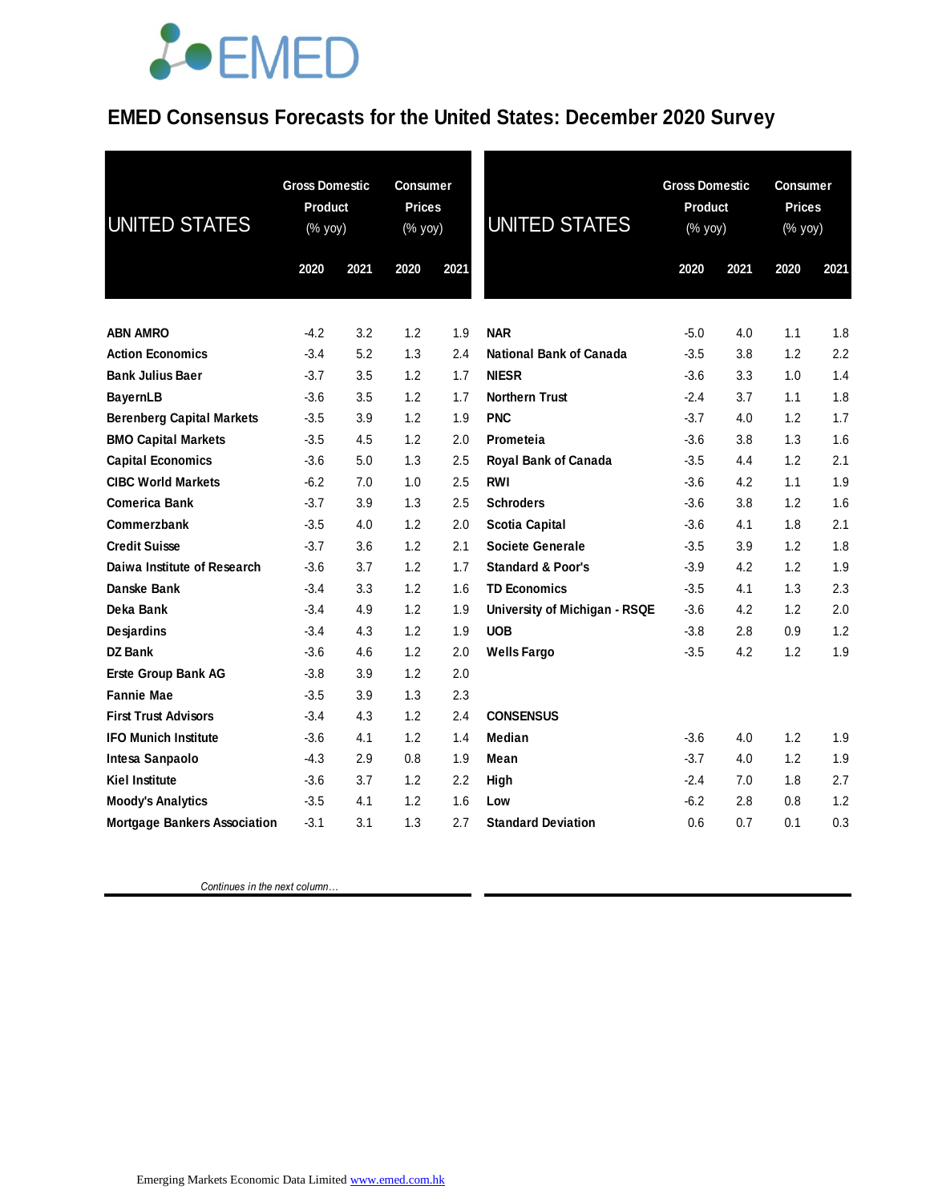# EMED Consensus Forecasts for the United States: December 2020 Survey

| UNITED STATES | Gross Domestic Product (% yoy) | | Consumer Prices (% yoy) | |
|---|---|---|---|---|
| | 2020 | 2021 | 2020 | 2021 |
| **ABN AMRO** | -4.2 | 3.2 | 1.2 | 1.9 |
| **Action Economics** | -3.4 | 5.2 | 1.3 | 2.4 |
| **Bank Julius Baer** | -3.7 | 3.5 | 1.2 | 1.7 |
| **BayernLB** | -3.6 | 3.5 | 1.2 | 1.7 |
| **Berenberg Capital Markets** | -3.5 | 3.9 | 1.2 | 1.9 |
| **BMO Capital Markets** | -3.5 | 4.5 | 1.2 | 2.0 |
| **Capital Economics** | -3.6 | 5.0 | 1.3 | 2.5 |
| **CIBC World Markets** | -6.2 | 7.0 | 1.0 | 2.5 |
| **Comerica Bank** | -3.7 | 3.9 | 1.3 | 2.5 |
| **Commerzbank** | -3.5 | 4.0 | 1.2 | 2.0 |
| **Credit Suisse** | -3.7 | 3.6 | 1.2 | 2.1 |
| **Daiwa Institute of Research** | -3.6 | 3.7 | 1.2 | 1.7 |
| **Danske Bank** | -3.4 | 3.3 | 1.2 | 1.6 |
| **Deka Bank** | -3.4 | 4.9 | 1.2 | 1.9 |
| **Desjardins** | -3.4 | 4.3 | 1.2 | 1.9 |
| **DZ Bank** | -3.6 | 4.6 | 1.2 | 2.0 |
| **Erste Group Bank AG** | -3.8 | 3.9 | 1.2 | 2.0 |
| **Fannie Mae** | -3.5 | 3.9 | 1.3 | 2.3 |
| **First Trust Advisors** | -3.4 | 4.3 | 1.2 | 2.4 |
| **IFO Munich Institute** | -3.6 | 4.1 | 1.2 | 1.4 |
| **Intesa Sanpaolo** | -4.3 | 2.9 | 0.8 | 1.9 |
| **Kiel Institute** | -3.6 | 3.7 | 1.2 | 2.2 |
| **Moody's Analytics** | -3.5 | 4.1 | 1.2 | 1.6 |
| **Mortgage Bankers Association** | -3.1 | 3.1 | 1.3 | 2.7 |

*Continues in the next column…*

| UNITED STATES | Gross Domestic Product (% yoy) | | Consumer Prices (% yoy) | |
|---|---|---|---|---|
| | 2020 | 2021 | 2020 | 2021 |
| **NAR** | -5.0 | 4.0 | 1.1 | 1.8 |
| **National Bank of Canada** | -3.5 | 3.8 | 1.2 | 2.2 |
| **NIESR** | -3.6 | 3.3 | 1.0 | 1.4 |
| **Northern Trust** | -2.4 | 3.7 | 1.1 | 1.8 |
| **PNC** | -3.7 | 4.0 | 1.2 | 1.7 |
| **Prometeia** | -3.6 | 3.8 | 1.3 | 1.6 |
| **Royal Bank of Canada** | -3.5 | 4.4 | 1.2 | 2.1 |
| **RWI** | -3.6 | 4.2 | 1.1 | 1.9 |
| **Schroders** | -3.6 | 3.8 | 1.2 | 1.6 |
| **Scotia Capital** | -3.6 | 4.1 | 1.8 | 2.1 |
| **Societe Generale** | -3.5 | 3.9 | 1.2 | 1.8 |
| **Standard & Poor's** | -3.9 | 4.2 | 1.2 | 1.9 |
| **TD Economics** | -3.5 | 4.1 | 1.3 | 2.3 |
| **University of Michigan - RSQE** | -3.6 | 4.2 | 1.2 | 2.0 |
| **UOB** | -3.8 | 2.8 | 0.9 | 1.2 |
| **Wells Fargo** | -3.5 | 4.2 | 1.2 | 1.9 |
| | | | | |
| **CONSENSUS** | | | | |
| **Median** | -3.6 | 4.0 | 1.2 | 1.9 |
| **Mean** | -3.7 | 4.0 | 1.2 | 1.9 |
| **High** | -2.4 | 7.0 | 1.8 | 2.7 |
| **Low** | -6.2 | 2.8 | 0.8 | 1.2 |
| **Standard Deviation** | 0.6 | 0.7 | 0.1 | 0.3 |

Emerging Markets Economic Data Limited www.emed.com.hk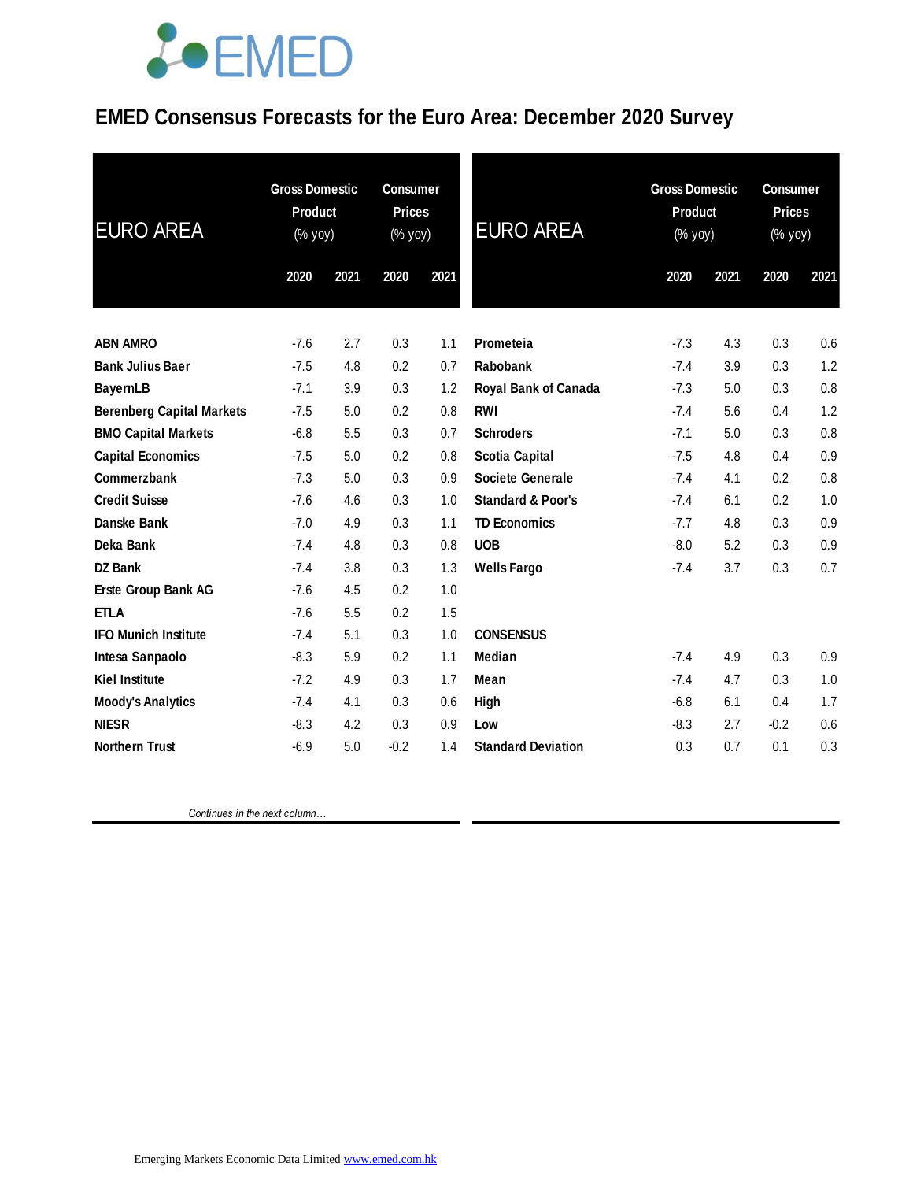# EMED Consensus Forecasts for the Euro Area: December 2020 Survey

| EURO AREA | Gross Domestic Product (% yoy) | | Consumer Prices (% yoy) | |
|---|---|---|---|---|
| | 2020 | 2021 | 2020 | 2021 |
| ABN AMRO | -7.6 | 2.7 | 0.3 | 1.1 |
| Bank Julius Baer | -7.5 | 4.8 | 0.2 | 0.7 |
| BayernLB | -7.1 | 3.9 | 0.3 | 1.2 |
| Berenberg Capital Markets | -7.5 | 5.0 | 0.2 | 0.8 |
| BMO Capital Markets | -6.8 | 5.5 | 0.3 | 0.7 |
| Capital Economics | -7.5 | 5.0 | 0.2 | 0.8 |
| Commerzbank | -7.3 | 5.0 | 0.3 | 0.9 |
| Credit Suisse | -7.6 | 4.6 | 0.3 | 1.0 |
| Danske Bank | -7.0 | 4.9 | 0.3 | 1.1 |
| Deka Bank | -7.4 | 4.8 | 0.3 | 0.8 |
| DZ Bank | -7.4 | 3.8 | 0.3 | 1.3 |
| Erste Group Bank AG | -7.6 | 4.5 | 0.2 | 1.0 |
| ETLA | -7.6 | 5.5 | 0.2 | 1.5 |
| IFO Munich Institute | -7.4 | 5.1 | 0.3 | 1.0 |
| Intesa Sanpaolo | -8.3 | 5.9 | 0.2 | 1.1 |
| Kiel Institute | -7.2 | 4.9 | 0.3 | 1.7 |
| Moody's Analytics | -7.4 | 4.1 | 0.3 | 0.6 |
| NIESR | -8.3 | 4.2 | 0.3 | 0.9 |
| Northern Trust | -6.9 | 5.0 | -0.2 | 1.4 |
| Prometeia | -7.3 | 4.3 | 0.3 | 0.6 |
| Rabobank | -7.4 | 3.9 | 0.3 | 1.2 |
| Royal Bank of Canada | -7.3 | 5.0 | 0.3 | 0.8 |
| RWI | -7.4 | 5.6 | 0.4 | 1.2 |
| Schroders | -7.1 | 5.0 | 0.3 | 0.8 |
| Scotia Capital | -7.5 | 4.8 | 0.4 | 0.9 |
| Societe Generale | -7.4 | 4.1 | 0.2 | 0.8 |
| Standard & Poor's | -7.4 | 6.1 | 0.2 | 1.0 |
| TD Economics | -7.7 | 4.8 | 0.3 | 0.9 |
| UOB | -8.0 | 5.2 | 0.3 | 0.9 |
| Wells Fargo | -7.4 | 3.7 | 0.3 | 0.7 |
| **CONSENSUS** | | | | |
| Median | -7.4 | 4.9 | 0.3 | 0.9 |
| Mean | -7.4 | 4.7 | 0.3 | 1.0 |
| High | -6.8 | 6.1 | 0.4 | 1.7 |
| Low | -8.3 | 2.7 | -0.2 | 0.6 |
| Standard Deviation | 0.3 | 0.7 | 0.1 | 0.3 |

*Continues in the next column…*

Emerging Markets Economic Data Limited www.emed.com.hk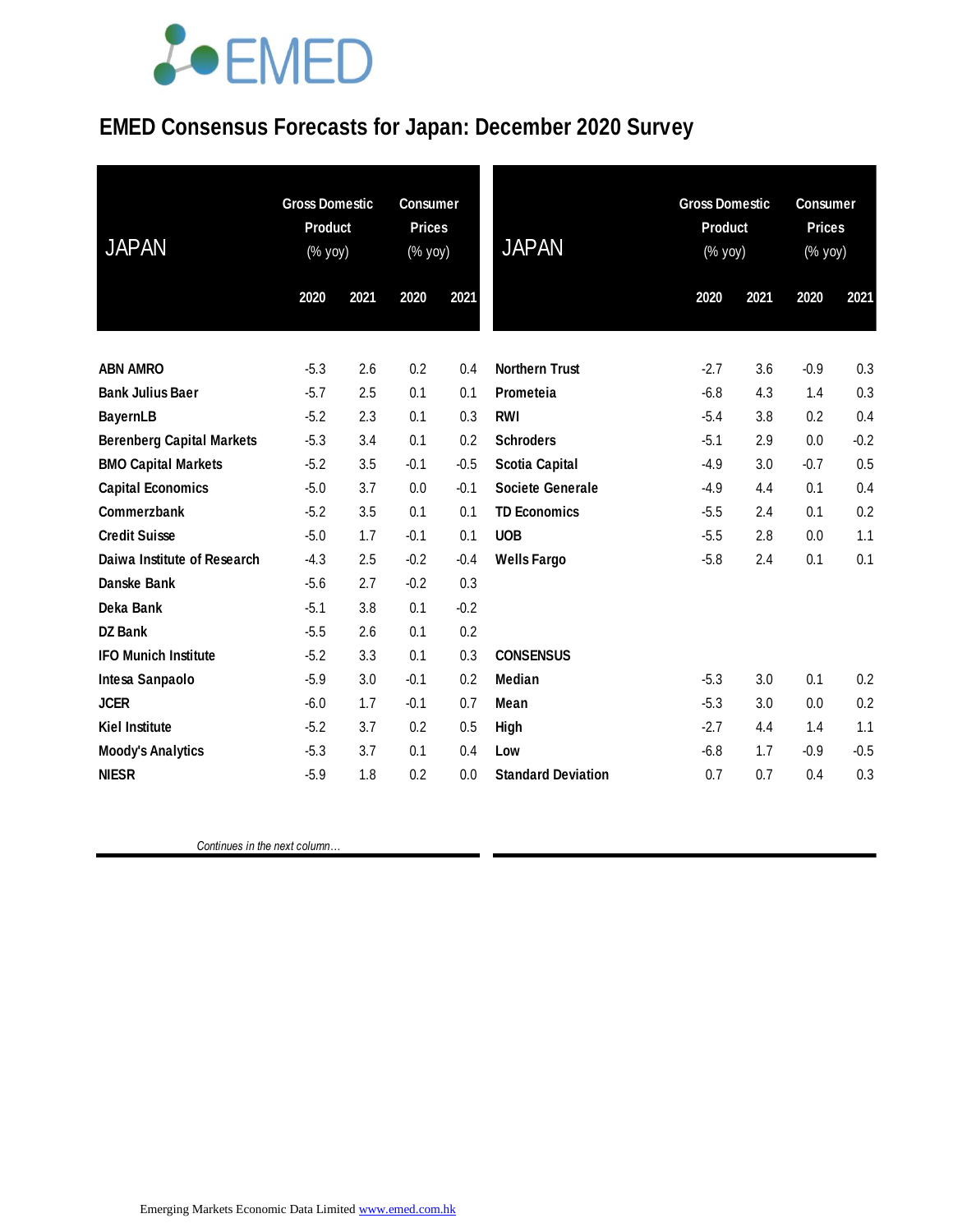# EMED Consensus Forecasts for Japan: December 2020 Survey

| JAPAN | Gross Domestic Product (% yoy) | | Consumer Prices (% yoy) | |
|---|---|---|---|---|
| | 2020 | 2021 | 2020 | 2021 |
| **ABN AMRO** | -5.3 | 2.6 | 0.2 | 0.4 |
| **Bank Julius Baer** | -5.7 | 2.5 | 0.1 | 0.1 |
| **BayernLB** | -5.2 | 2.3 | 0.1 | 0.3 |
| **Berenberg Capital Markets** | -5.3 | 3.4 | 0.1 | 0.2 |
| **BMO Capital Markets** | -5.2 | 3.5 | -0.1 | -0.5 |
| **Capital Economics** | -5.0 | 3.7 | 0.0 | -0.1 |
| **Commerzbank** | -5.2 | 3.5 | 0.1 | 0.1 |
| **Credit Suisse** | -5.0 | 1.7 | -0.1 | 0.1 |
| **Daiwa Institute of Research** | -4.3 | 2.5 | -0.2 | -0.4 |
| **Danske Bank** | -5.6 | 2.7 | -0.2 | 0.3 |
| **Deka Bank** | -5.1 | 3.8 | 0.1 | -0.2 |
| **DZ Bank** | -5.5 | 2.6 | 0.1 | 0.2 |
| **IFO Munich Institute** | -5.2 | 3.3 | 0.1 | 0.3 |
| **Intesa Sanpaolo** | -5.9 | 3.0 | -0.1 | 0.2 |
| **JCER** | -6.0 | 1.7 | -0.1 | 0.7 |
| **Kiel Institute** | -5.2 | 3.7 | 0.2 | 0.5 |
| **Moody's Analytics** | -5.3 | 3.7 | 0.1 | 0.4 |
| **NIESR** | -5.9 | 1.8 | 0.2 | 0.0 |
| **Northern Trust** | -2.7 | 3.6 | -0.9 | 0.3 |
| **Prometeia** | -6.8 | 4.3 | 1.4 | 0.3 |
| **RWI** | -5.4 | 3.8 | 0.2 | 0.4 |
| **Schroders** | -5.1 | 2.9 | 0.0 | -0.2 |
| **Scotia Capital** | -4.9 | 3.0 | -0.7 | 0.5 |
| **Societe Generale** | -4.9 | 4.4 | 0.1 | 0.4 |
| **TD Economics** | -5.5 | 2.4 | 0.1 | 0.2 |
| **UOB** | -5.5 | 2.8 | 0.0 | 1.1 |
| **Wells Fargo** | -5.8 | 2.4 | 0.1 | 0.1 |
| **CONSENSUS** | | | | |
| **Median** | -5.3 | 3.0 | 0.1 | 0.2 |
| **Mean** | -5.3 | 3.0 | 0.0 | 0.2 |
| **High** | -2.7 | 4.4 | 1.4 | 1.1 |
| **Low** | -6.8 | 1.7 | -0.9 | -0.5 |
| **Standard Deviation** | 0.7 | 0.7 | 0.4 | 0.3 |

*Continues in the next column…*

Emerging Markets Economic Data Limited www.emed.com.hk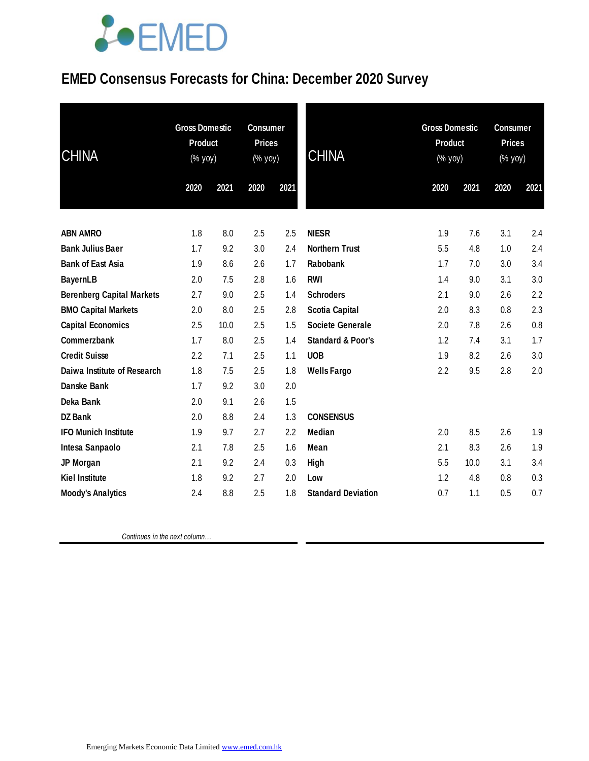# EMED Consensus Forecasts for China: December 2020 Survey

| CHINA | Gross Domestic Product (% yoy) | | Consumer Prices (% yoy) | |
|---|---|---|---|---|
| | 2020 | 2021 | 2020 | 2021 |
| **ABN AMRO** | 1.8 | 8.0 | 2.5 | 2.5 |
| **Bank Julius Baer** | 1.7 | 9.2 | 3.0 | 2.4 |
| **Bank of East Asia** | 1.9 | 8.6 | 2.6 | 1.7 |
| **BayernLB** | 2.0 | 7.5 | 2.8 | 1.6 |
| **Berenberg Capital Markets** | 2.7 | 9.0 | 2.5 | 1.4 |
| **BMO Capital Markets** | 2.0 | 8.0 | 2.5 | 2.8 |
| **Capital Economics** | 2.5 | 10.0 | 2.5 | 1.5 |
| **Commerzbank** | 1.7 | 8.0 | 2.5 | 1.4 |
| **Credit Suisse** | 2.2 | 7.1 | 2.5 | 1.1 |
| **Daiwa Institute of Research** | 1.8 | 7.5 | 2.5 | 1.8 |
| **Danske Bank** | 1.7 | 9.2 | 3.0 | 2.0 |
| **Deka Bank** | 2.0 | 9.1 | 2.6 | 1.5 |
| **DZ Bank** | 2.0 | 8.8 | 2.4 | 1.3 |
| **IFO Munich Institute** | 1.9 | 9.7 | 2.7 | 2.2 |
| **Intesa Sanpaolo** | 2.1 | 7.8 | 2.5 | 1.6 |
| **JP Morgan** | 2.1 | 9.2 | 2.4 | 0.3 |
| **Kiel Institute** | 1.8 | 9.2 | 2.7 | 2.0 |
| **Moody's Analytics** | 2.4 | 8.8 | 2.5 | 1.8 |
| **NIESR** | 1.9 | 7.6 | 3.1 | 2.4 |
| **Northern Trust** | 5.5 | 4.8 | 1.0 | 2.4 |
| **Rabobank** | 1.7 | 7.0 | 3.0 | 3.4 |
| **RWI** | 1.4 | 9.0 | 3.1 | 3.0 |
| **Schroders** | 2.1 | 9.0 | 2.6 | 2.2 |
| **Scotia Capital** | 2.0 | 8.3 | 0.8 | 2.3 |
| **Societe Generale** | 2.0 | 7.8 | 2.6 | 0.8 |
| **Standard & Poor's** | 1.2 | 7.4 | 3.1 | 1.7 |
| **UOB** | 1.9 | 8.2 | 2.6 | 3.0 |
| **Wells Fargo** | 2.2 | 9.5 | 2.8 | 2.0 |
| **CONSENSUS** | | | | |
| **Median** | 2.0 | 8.5 | 2.6 | 1.9 |
| **Mean** | 2.1 | 8.3 | 2.6 | 1.9 |
| **High** | 5.5 | 10.0 | 3.1 | 3.4 |
| **Low** | 1.2 | 4.8 | 0.8 | 0.3 |
| **Standard Deviation** | 0.7 | 1.1 | 0.5 | 0.7 |

*Continues in the next column…*

Emerging Markets Economic Data Limited www.emed.com.hk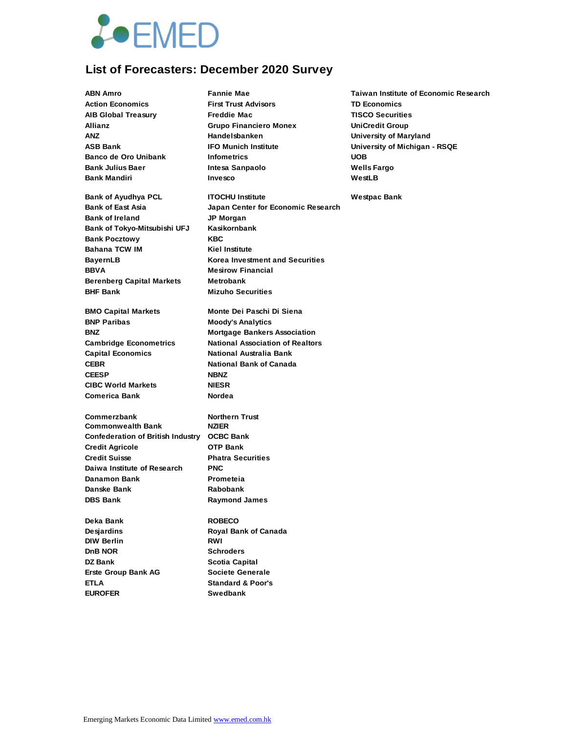# List of Forecasters: December 2020 Survey

ABN Amro
Action Economics
AIB Global Treasury
Allianz
ANZ
ASB Bank
Banco de Oro Unibank
Bank Julius Baer
Bank Mandiri

Bank of Ayudhya PCL
Bank of East Asia
Bank of Ireland
Bank of Tokyo-Mitsubishi UFJ
Bank Pocztowy
Bahana TCW IM
BayernLB
BBVA
Berenberg Capital Markets
BHF Bank

BMO Capital Markets
BNP Paribas
BNZ
Cambridge Econometrics
Capital Economics
CEBR
CEESP
CIBC World Markets
Comerica Bank

Commerzbank
Commonwealth Bank
Confederation of British Industry
Credit Agricole
Credit Suisse
Daiwa Institute of Research
Danamon Bank
Danske Bank
DBS Bank

Deka Bank
Desjardins
DIW Berlin
DnB NOR
DZ Bank
Erste Group Bank AG
ETLA
EUROFER

Fannie Mae
First Trust Advisors
Freddie Mac
Grupo Financiero Monex
Handelsbanken
IFO Munich Institute
Infometrics
Intesa Sanpaolo
Invesco

ITOCHU Institute
Japan Center for Economic Research
JP Morgan
Kasikornbank
KBC
Kiel Institute
Korea Investment and Securities
Mesirow Financial
Metrobank
Mizuho Securities

Monte Dei Paschi Di Siena
Moody's Analytics
Mortgage Bankers Association
National Association of Realtors
National Australia Bank
National Bank of Canada
NBNZ
NIESR
Nordea

Northern Trust
NZIER
OCBC Bank
OTP Bank
Phatra Securities
PNC
Prometeia
Rabobank
Raymond James

ROBECO
Royal Bank of Canada
RWI
Schroders
Scotia Capital
Societe Generale
Standard & Poor's
Swedbank

Taiwan Institute of Economic Research
TD Economics
TISCO Securities
UniCredit Group
University of Maryland
University of Michigan - RSQE
UOB
Wells Fargo
WestLB

Westpac Bank

Emerging Markets Economic Data Limited www.emed.com.hk